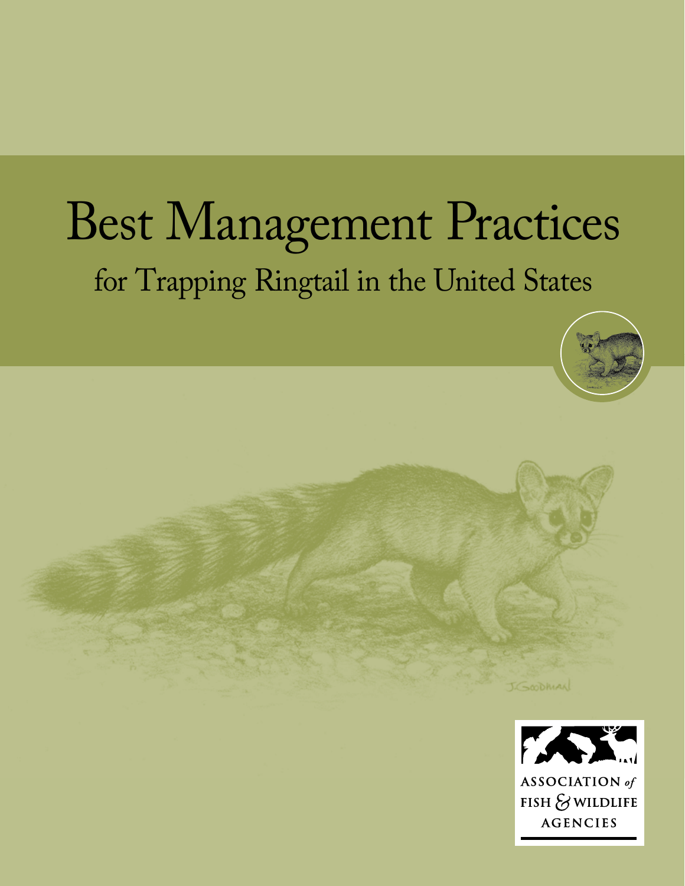# Best Management Practices

## for Trapping Ringtail in the United States

J.GOODMAN

ASSOCIATION *of* FISH & WILDLIFE AGENCIES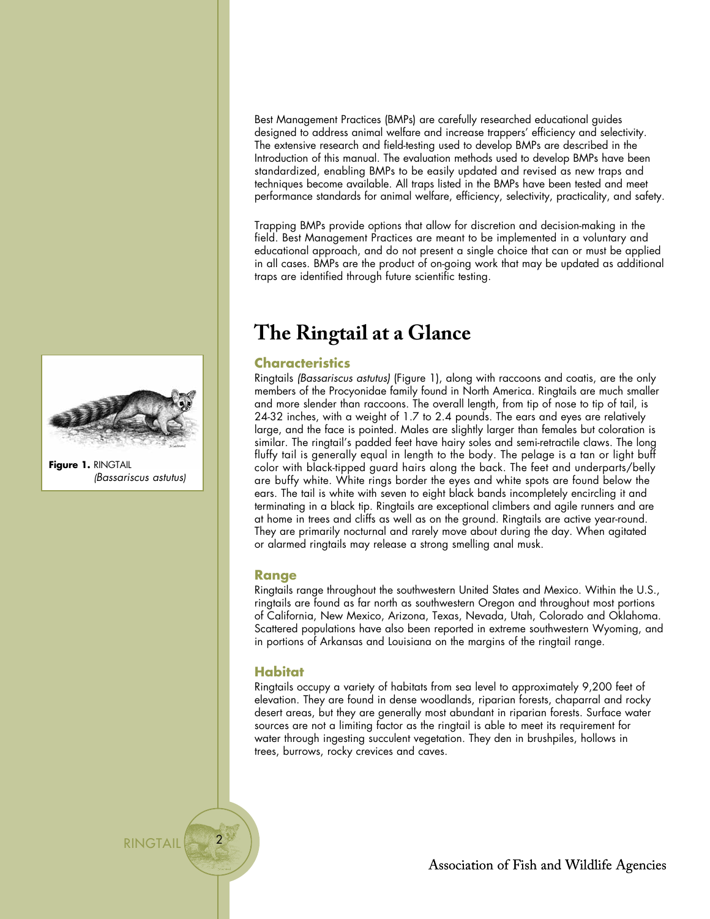Best Management Practices (BMPs) are carefully researched educational guides designed to address animal welfare and increase trappers' efficiency and selectivity. The extensive research and field-testing used to develop BMPs are described in the Introduction of this manual. The evaluation methods used to develop BMPs have been standardized, enabling BMPs to be easily updated and revised as new traps and techniques become available. All traps listed in the BMPs have been tested and meet performance standards for animal welfare, efficiency, selectivity, practicality, and safety.

Trapping BMPs provide options that allow for discretion and decision-making in the field. Best Management Practices are meant to be implemented in a voluntary and educational approach, and do not present a single choice that can or must be applied in all cases. BMPs are the product of on-going work that may be updated as additional traps are identified through future scientific testing.

# The Ringtail at a Glance

## Characteristics

Ringtails *(Bassariscus astutus)* (Figure 1), along with raccoons and coatis, are the only members of the Procyonidae family found in North America. Ringtails are much smaller and more slender than raccoons. The overall length, from tip of nose to tip of tail, is 24-32 inches, with a weight of 1.7 to 2.4 pounds. The ears and eyes are relatively large, and the face is pointed. Males are slightly larger than females but coloration is similar. The ringtail's padded feet have hairy soles and semi-retractile claws. The long fluffy tail is generally equal in length to the body. The pelage is a tan or light buff color with black-tipped guard hairs along the back. The feet and underparts/belly are buffy white. White rings border the eyes and white spots are found below the ears. The tail is white with seven to eight black bands incompletely encircling it and terminating in a black tip. Ringtails are exceptional climbers and agile runners and are at home in trees and cliffs as well as on the ground. Ringtails are active year-round. They are primarily nocturnal and rarely move about during the day. When agitated or alarmed ringtails may release a strong smelling anal musk.

**Figure 1.** RINGTAIL *(Bassariscus astutus)*

## Range

Ringtails range throughout the southwestern United States and Mexico. Within the U.S., ringtails are found as far north as southwestern Oregon and throughout most portions of California, New Mexico, Arizona, Texas, Nevada, Utah, Colorado and Oklahoma. Scattered populations have also been reported in extreme southwestern Wyoming, and in portions of Arkansas and Louisiana on the margins of the ringtail range.

## Habitat

Ringtails occupy a variety of habitats from sea level to approximately 9,200 feet of elevation. They are found in dense woodlands, riparian forests, chaparral and rocky desert areas, but they are generally most abundant in riparian forests. Surface water sources are not a limiting factor as the ringtail is able to meet its requirement for water through ingesting succulent vegetation. They den in brushpiles, hollows in trees, burrows, rocky crevices and caves.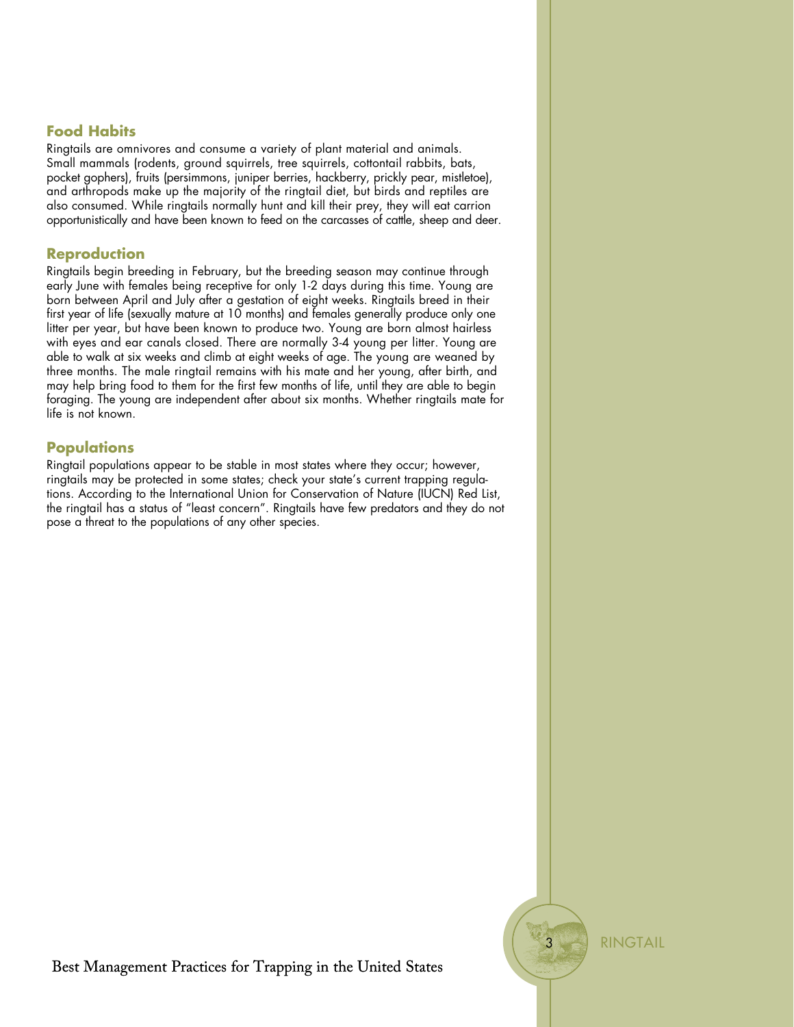## Food Habits

Ringtails are omnivores and consume a variety of plant material and animals. Small mammals (rodents, ground squirrels, tree squirrels, cottontail rabbits, bats, pocket gophers), fruits (persimmons, juniper berries, hackberry, prickly pear, mistletoe), and arthropods make up the majority of the ringtail diet, but birds and reptiles are also consumed. While ringtails normally hunt and kill their prey, they will eat carrion opportunistically and have been known to feed on the carcasses of cattle, sheep and deer.

## Reproduction

Ringtails begin breeding in February, but the breeding season may continue through early June with females being receptive for only 1-2 days during this time. Young are born between April and July after a gestation of eight weeks. Ringtails breed in their first year of life (sexually mature at 10 months) and females generally produce only one litter per year, but have been known to produce two. Young are born almost hairless with eyes and ear canals closed. There are normally 3-4 young per litter. Young are able to walk at six weeks and climb at eight weeks of age. The young are weaned by three months. The male ringtail remains with his mate and her young, after birth, and may help bring food to them for the first few months of life, until they are able to begin foraging. The young are independent after about six months. Whether ringtails mate for life is not known.

## Populations

Ringtail populations appear to be stable in most states where they occur; however, ringtails may be protected in some states; check your state's current trapping regulations. According to the International Union for Conservation of Nature (IUCN) Red List, the ringtail has a status of "least concern". Ringtails have few predators and they do not pose a threat to the populations of any other species.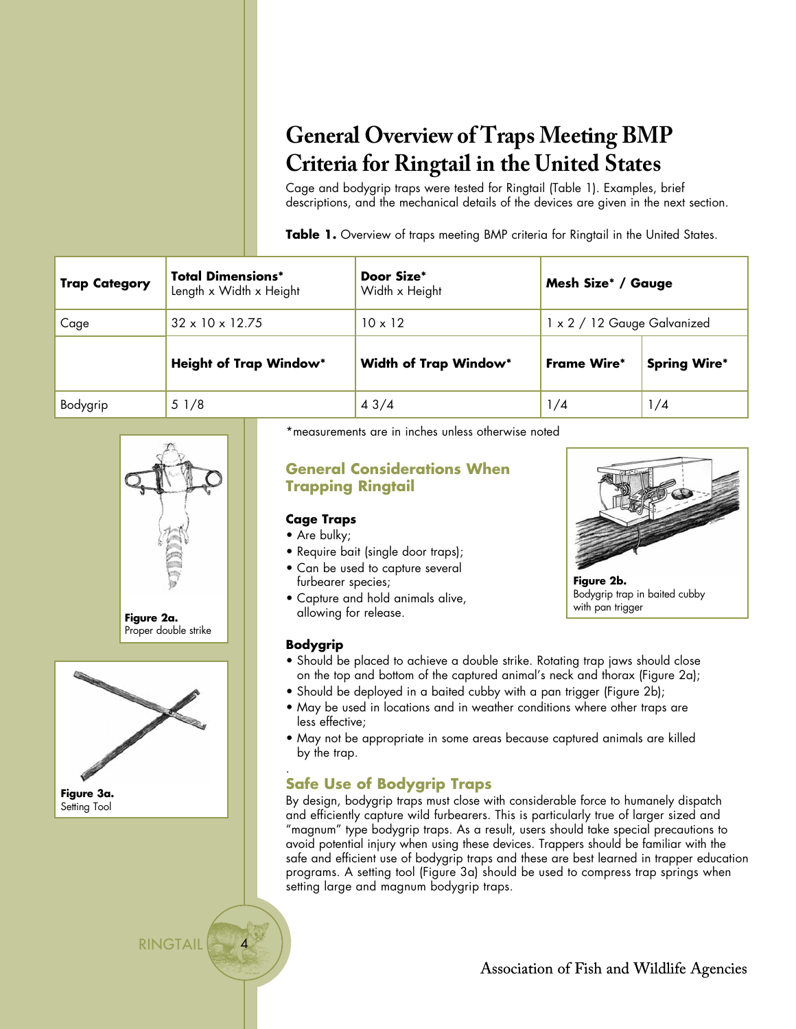# General Overview of Traps Meeting BMP Criteria for Ringtail in the United States

Cage and bodygrip traps were tested for Ringtail (Table 1). Examples, brief descriptions, and the mechanical details of the devices are given in the next section.

**Table 1.** Overview of traps meeting BMP criteria for Ringtail in the United States.

| **Trap Category** | **Total Dimensions*** Length x Width x Height | **Door Size*** Width x Height | **Mesh Size* / Gauge** | |
|---|---|---|---|---|
| Cage | 32 x 10 x 12.75 | 10 x 12 | 1 x 2 / 12 Gauge Galvanized | |
| | **Height of Trap Window*** | **Width of Trap Window*** | **Frame Wire*** | **Spring Wire*** |
| Bodygrip | 5 1/8 | 4 3/4 | 1/4 | 1/4 |

*measurements are in inches unless otherwise noted

**Figure 2a.** Proper double strike

**Figure 3a.** Setting Tool

## General Considerations When Trapping Ringtail

**Figure 2b.** Bodygrip trap in baited cubby with pan trigger

### Cage Traps

- Are bulky;
- Require bait (single door traps);
- Can be used to capture several furbearer species;
- Capture and hold animals alive, allowing for release.

### Bodygrip

- Should be placed to achieve a double strike. Rotating trap jaws should close on the top and bottom of the captured animal's neck and thorax (Figure 2a);
- Should be deployed in a baited cubby with a pan trigger (Figure 2b);
- May be used in locations and in weather conditions where other traps are less effective;
- May not be appropriate in some areas because captured animals are killed by the trap.

## Safe Use of Bodygrip Traps

By design, bodygrip traps must close with considerable force to humanely dispatch and efficiently capture wild furbearers. This is particularly true of larger sized and "magnum" type bodygrip traps. As a result, users should take special precautions to avoid potential injury when using these devices. Trappers should be familiar with the safe and efficient use of bodygrip traps and these are best learned in trapper education programs. A setting tool (Figure 3a) should be used to compress trap springs when setting large and magnum bodygrip traps.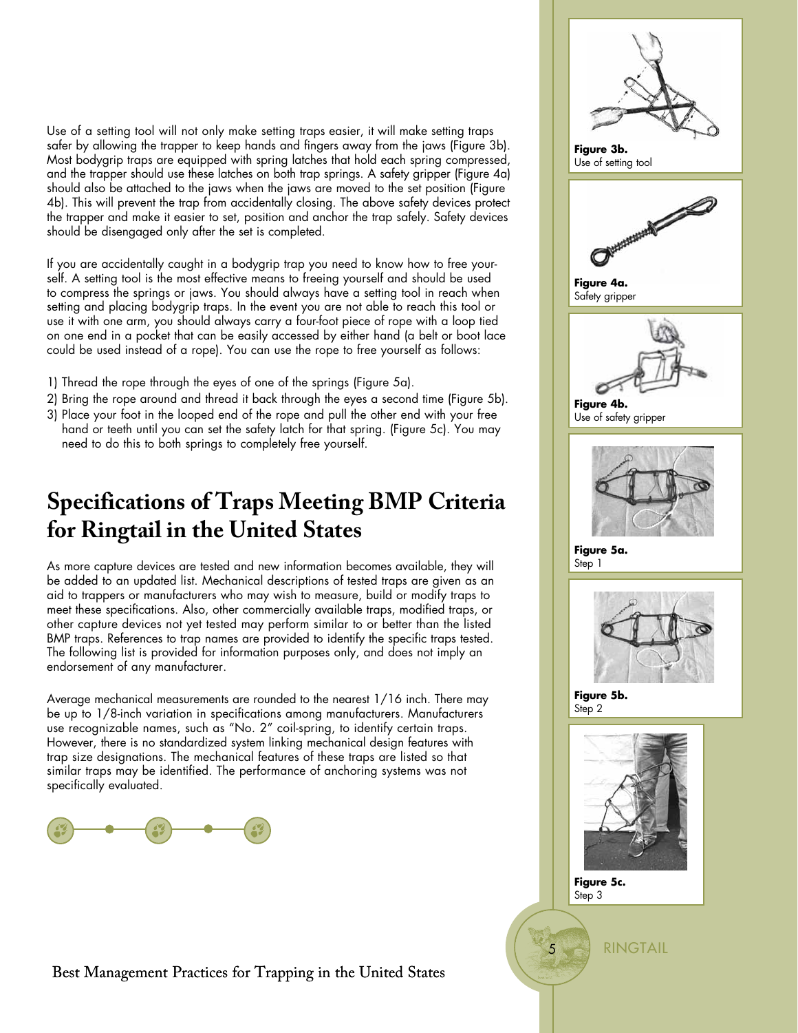Use of a setting tool will not only make setting traps easier, it will make setting traps safer by allowing the trapper to keep hands and fingers away from the jaws (Figure 3b). Most bodygrip traps are equipped with spring latches that hold each spring compressed, and the trapper should use these latches on both trap springs. A safety gripper (Figure 4a) should also be attached to the jaws when the jaws are moved to the set position (Figure 4b). This will prevent the trap from accidentally closing. The above safety devices protect the trapper and make it easier to set, position and anchor the trap safely. Safety devices should be disengaged only after the set is completed.

If you are accidentally caught in a bodygrip trap you need to know how to free yourself. A setting tool is the most effective means to freeing yourself and should be used to compress the springs or jaws. You should always have a setting tool in reach when setting and placing bodygrip traps. In the event you are not able to reach this tool or use it with one arm, you should always carry a four-foot piece of rope with a loop tied on one end in a pocket that can be easily accessed by either hand (a belt or boot lace could be used instead of a rope). You can use the rope to free yourself as follows:

1) Thread the rope through the eyes of one of the springs (Figure 5a).
2) Bring the rope around and thread it back through the eyes a second time (Figure 5b).
3) Place your foot in the looped end of the rope and pull the other end with your free hand or teeth until you can set the safety latch for that spring. (Figure 5c). You may need to do this to both springs to completely free yourself.

## Specifications of Traps Meeting BMP Criteria for Ringtail in the United States

As more capture devices are tested and new information becomes available, they will be added to an updated list. Mechanical descriptions of tested traps are given as an aid to trappers or manufacturers who may wish to measure, build or modify traps to meet these specifications. Also, other commercially available traps, modified traps, or other capture devices not yet tested may perform similar to or better than the listed BMP traps. References to trap names are provided to identify the specific traps tested. The following list is provided for information purposes only, and does not imply an endorsement of any manufacturer.

Average mechanical measurements are rounded to the nearest 1/16 inch. There may be up to 1/8-inch variation in specifications among manufacturers. Manufacturers use recognizable names, such as "No. 2" coil-spring, to identify certain traps. However, there is no standardized system linking mechanical design features with trap size designations. The mechanical features of these traps are listed so that similar traps may be identified. The performance of anchoring systems was not specifically evaluated.

**Figure 3b.** Use of setting tool

**Figure 4a.** Safety gripper

**Figure 4b.** Use of safety gripper

**Figure 5a.** Step 1

**Figure 5b.** Step 2

**Figure 5c.** Step 3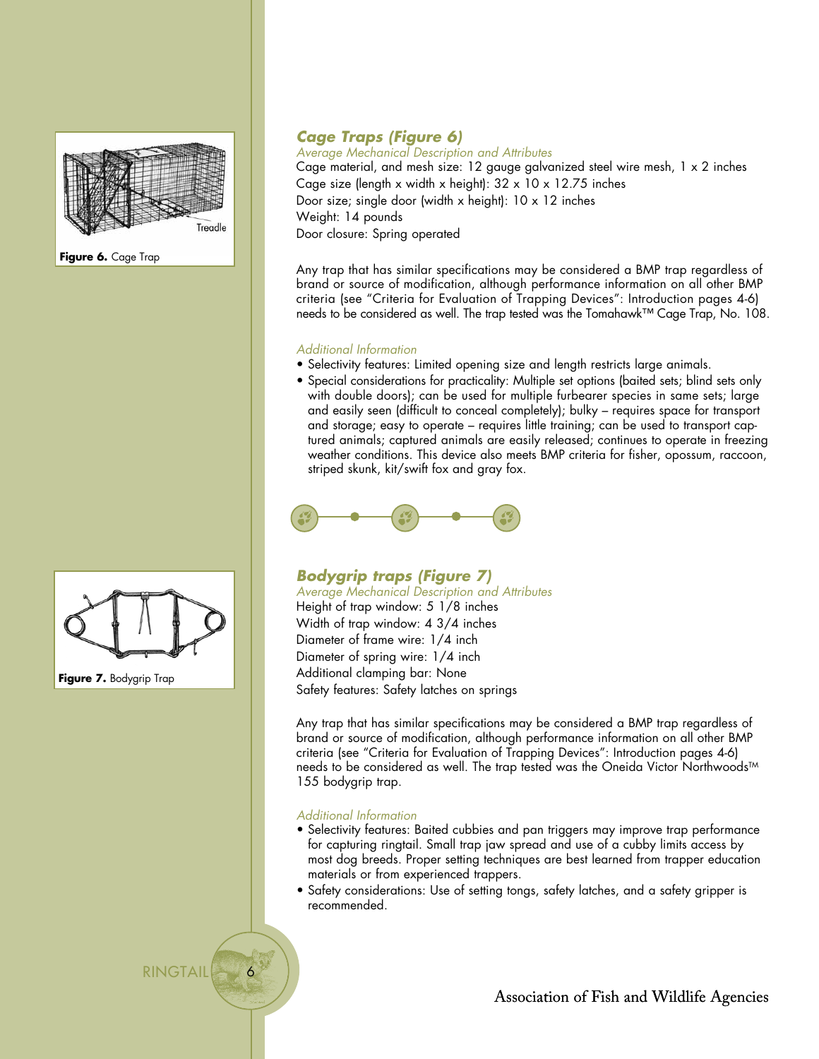## Cage Traps (Figure 6)

*Average Mechanical Description and Attributes*

Cage material, and mesh size: 12 gauge galvanized steel wire mesh, 1 x 2 inches
Cage size (length x width x height): 32 x 10 x 12.75 inches
Door size; single door (width x height): 10 x 12 inches
Weight: 14 pounds
Door closure: Spring operated

**Figure 6.** Cage Trap

Any trap that has similar specifications may be considered a BMP trap regardless of brand or source of modification, although performance information on all other BMP criteria (see "Criteria for Evaluation of Trapping Devices": Introduction pages 4-6) needs to be considered as well. The trap tested was the Tomahawk™ Cage Trap, No. 108.

*Additional Information*

- Selectivity features: Limited opening size and length restricts large animals.
- Special considerations for practicality: Multiple set options (baited sets; blind sets only with double doors); can be used for multiple furbearer species in same sets; large and easily seen (difficult to conceal completely); bulky – requires space for transport and storage; easy to operate – requires little training; can be used to transport captured animals; captured animals are easily released; continues to operate in freezing weather conditions. This device also meets BMP criteria for fisher, opossum, raccoon, striped skunk, kit/swift fox and gray fox.

## Bodygrip traps (Figure 7)

*Average Mechanical Description and Attributes*

Height of trap window: 5 1/8 inches
Width of trap window: 4 3/4 inches
Diameter of frame wire: 1/4 inch
Diameter of spring wire: 1/4 inch
Additional clamping bar: None
Safety features: Safety latches on springs

**Figure 7.** Bodygrip Trap

Any trap that has similar specifications may be considered a BMP trap regardless of brand or source of modification, although performance information on all other BMP criteria (see "Criteria for Evaluation of Trapping Devices": Introduction pages 4-6) needs to be considered as well. The trap tested was the Oneida Victor Northwoods™ 155 bodygrip trap.

*Additional Information*

- Selectivity features: Baited cubbies and pan triggers may improve trap performance for capturing ringtail. Small trap jaw spread and use of a cubby limits access by most dog breeds. Proper setting techniques are best learned from trapper education materials or from experienced trappers.
- Safety considerations: Use of setting tongs, safety latches, and a safety gripper is recommended.